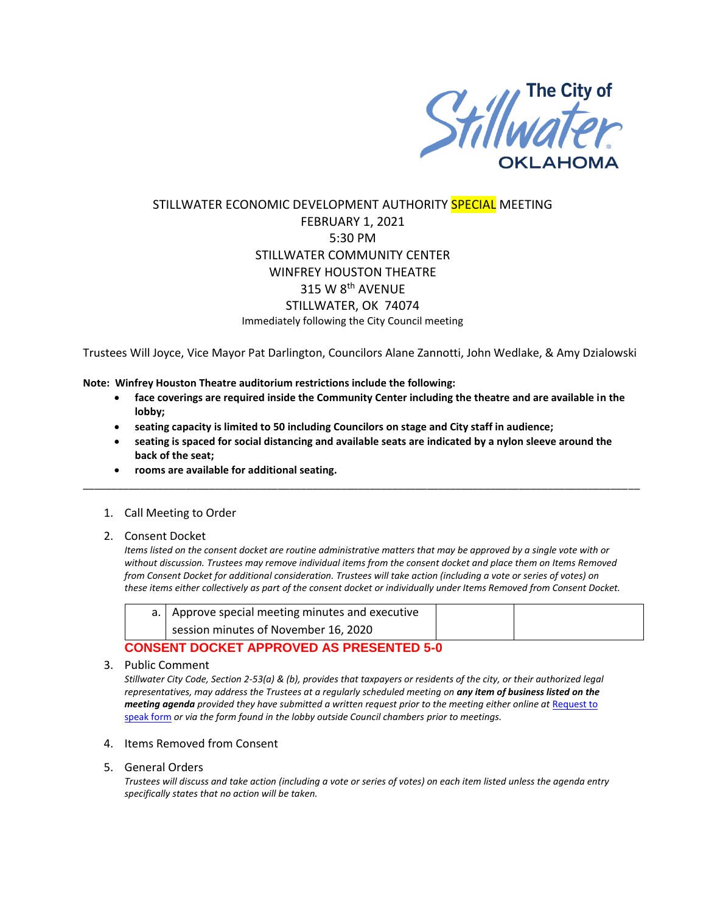The City of Stillwater OKLAHOMA

STILLWATER ECONOMIC DEVELOPMENT AUTHORITY SPECIAL MEETING
FEBRUARY 1, 2021
5:30 PM
STILLWATER COMMUNITY CENTER
WINFREY HOUSTON THEATRE
315 W 8th AVENUE
STILLWATER, OK 74074
Immediately following the City Council meeting

Trustees Will Joyce, Vice Mayor Pat Darlington, Councilors Alane Zannotti, John Wedlake, & Amy Dzialowski

**Note: Winfrey Houston Theatre auditorium restrictions include the following:**

- **face coverings are required inside the Community Center including the theatre and are available in the lobby;**
- **seating capacity is limited to 50 including Councilors on stage and City staff in audience;**
- **seating is spaced for social distancing and available seats are indicated by a nylon sleeve around the back of the seat;**
- **rooms are available for additional seating.**

---

1. Call Meeting to Order

2. Consent Docket

   *Items listed on the consent docket are routine administrative matters that may be approved by a single vote with or without discussion. Trustees may remove individual items from the consent docket and place them on Items Removed from Consent Docket for additional consideration. Trustees will take action (including a vote or series of votes) on these items either collectively as part of the consent docket or individually under Items Removed from Consent Docket.*

| a. | Approve special meeting minutes and executive session minutes of November 16, 2020 | | |
|---|---|---|---|

   **CONSENT DOCKET APPROVED AS PRESENTED 5-0**

3. Public Comment

   *Stillwater City Code, Section 2-53(a) & (b), provides that taxpayers or residents of the city, or their authorized legal representatives, may address the Trustees at a regularly scheduled meeting on **any item of business listed on the meeting agenda** provided they have submitted a written request prior to the meeting either online at Request to speak form or via the form found in the lobby outside Council chambers prior to meetings.*

4. Items Removed from Consent

5. General Orders

   *Trustees will discuss and take action (including a vote or series of votes) on each item listed unless the agenda entry specifically states that no action will be taken.*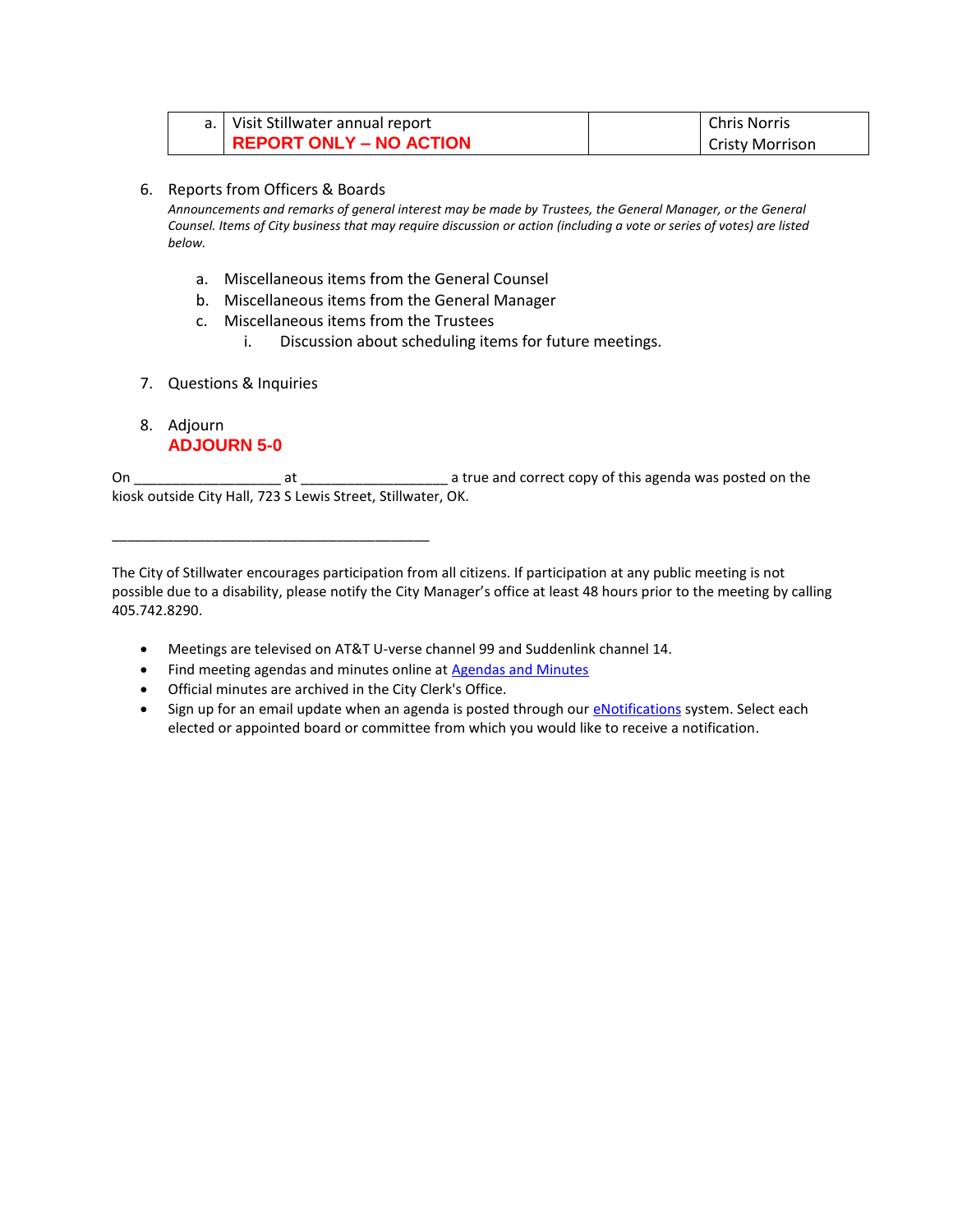| | | | |
|---|---|---|---|
| a. | Visit Stillwater annual report<br>**REPORT ONLY – NO ACTION** | | Chris Norris<br>Cristy Morrison |

6. Reports from Officers & Boards

   *Announcements and remarks of general interest may be made by Trustees, the General Manager, or the General Counsel. Items of City business that may require discussion or action (including a vote or series of votes) are listed below.*

   a. Miscellaneous items from the General Counsel
   b. Miscellaneous items from the General Manager
   c. Miscellaneous items from the Trustees
      i. Discussion about scheduling items for future meetings.

7. Questions & Inquiries

8. Adjourn

   **ADJOURN 5-0**

On ___________________ at ___________________ a true and correct copy of this agenda was posted on the kiosk outside City Hall, 723 S Lewis Street, Stillwater, OK.

_________________________________________

The City of Stillwater encourages participation from all citizens. If participation at any public meeting is not possible due to a disability, please notify the City Manager's office at least 48 hours prior to the meeting by calling 405.742.8290.

- Meetings are televised on AT&T U-verse channel 99 and Suddenlink channel 14.
- Find meeting agendas and minutes online at Agendas and Minutes
- Official minutes are archived in the City Clerk's Office.
- Sign up for an email update when an agenda is posted through our eNotifications system. Select each elected or appointed board or committee from which you would like to receive a notification.